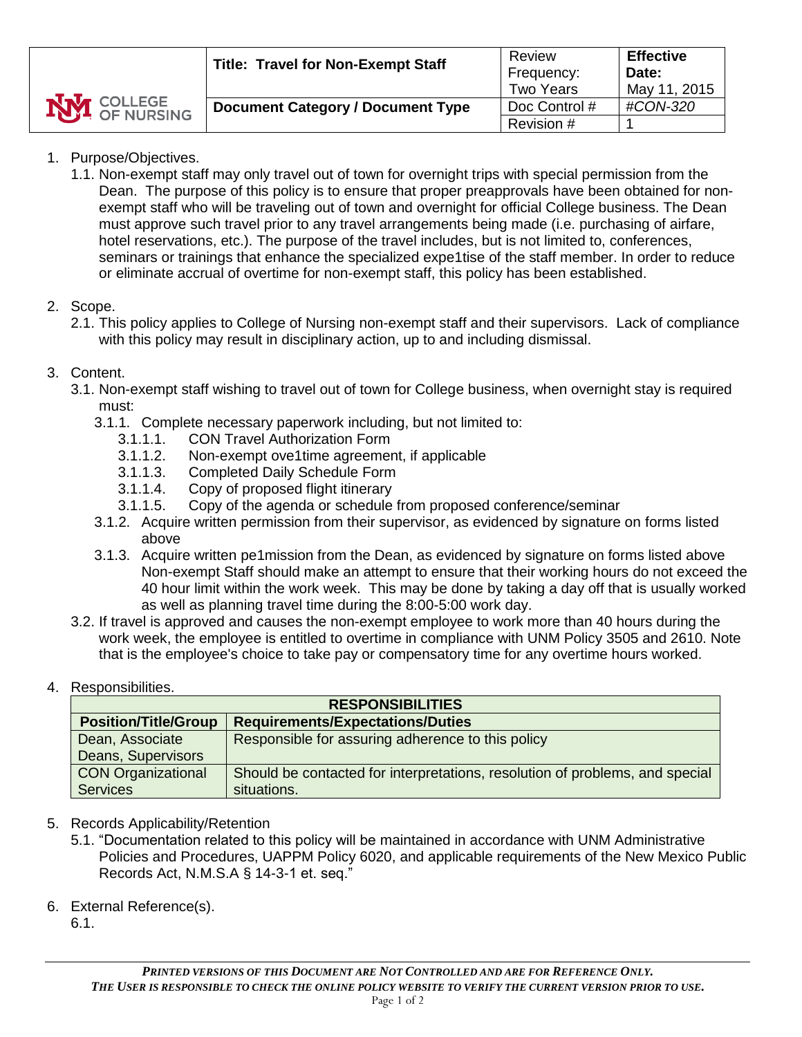| COLLEGE OF NURSING | **Title: Travel for Non-Exempt Staff** | Review Frequency: Two Years | **Effective Date:** May 11, 2015 |
|---|---|---|---|
| | **Document Category / Document Type** | Doc Control # | *#CON-320* |
| | | Revision # | 1 |

1. Purpose/Objectives.
   1.1. Non-exempt staff may only travel out of town for overnight trips with special permission from the Dean. The purpose of this policy is to ensure that proper preapprovals have been obtained for non-exempt staff who will be traveling out of town and overnight for official College business. The Dean must approve such travel prior to any travel arrangements being made (i.e. purchasing of airfare, hotel reservations, etc.). The purpose of the travel includes, but is not limited to, conferences, seminars or trainings that enhance the specialized expe1tise of the staff member. In order to reduce or eliminate accrual of overtime for non-exempt staff, this policy has been established.

2. Scope.
   2.1. This policy applies to College of Nursing non-exempt staff and their supervisors. Lack of compliance with this policy may result in disciplinary action, up to and including dismissal.

3. Content.
   3.1. Non-exempt staff wishing to travel out of town for College business, when overnight stay is required must:
      3.1.1. Complete necessary paperwork including, but not limited to:
         3.1.1.1. CON Travel Authorization Form
         3.1.1.2. Non-exempt ove1time agreement, if applicable
         3.1.1.3. Completed Daily Schedule Form
         3.1.1.4. Copy of proposed flight itinerary
         3.1.1.5. Copy of the agenda or schedule from proposed conference/seminar
      3.1.2. Acquire written permission from their supervisor, as evidenced by signature on forms listed above
      3.1.3. Acquire written pe1mission from the Dean, as evidenced by signature on forms listed above Non-exempt Staff should make an attempt to ensure that their working hours do not exceed the 40 hour limit within the work week. This may be done by taking a day off that is usually worked as well as planning travel time during the 8:00-5:00 work day.
   3.2. If travel is approved and causes the non-exempt employee to work more than 40 hours during the work week, the employee is entitled to overtime in compliance with UNM Policy 3505 and 2610. Note that is the employee's choice to take pay or compensatory time for any overtime hours worked.

4. Responsibilities.

| **RESPONSIBILITIES** | |
|---|---|
| **Position/Title/Group** | **Requirements/Expectations/Duties** |
| Dean, Associate Deans, Supervisors | Responsible for assuring adherence to this policy |
| CON Organizational Services | Should be contacted for interpretations, resolution of problems, and special situations. |

5. Records Applicability/Retention
   5.1. "Documentation related to this policy will be maintained in accordance with UNM Administrative Policies and Procedures, UAPPM Policy 6020, and applicable requirements of the New Mexico Public Records Act, N.M.S.A § 14-3-1 et. seq."

6. External Reference(s).
   6.1.

*PRINTED VERSIONS OF THIS DOCUMENT ARE NOT CONTROLLED AND ARE FOR REFERENCE ONLY.*
*THE USER IS RESPONSIBLE TO CHECK THE ONLINE POLICY WEBSITE TO VERIFY THE CURRENT VERSION PRIOR TO USE.*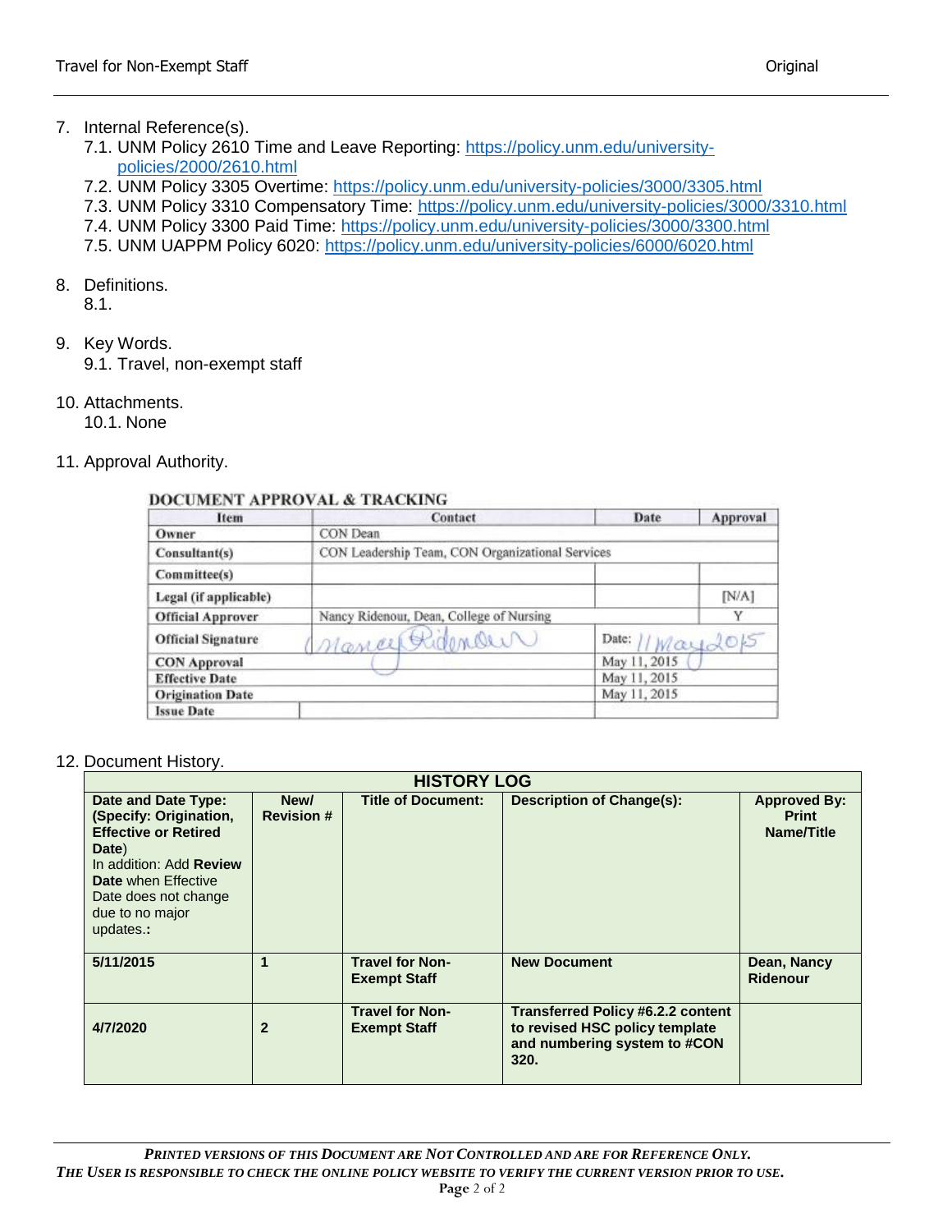7. Internal Reference(s).
   7.1. UNM Policy 2610 Time and Leave Reporting: https://policy.unm.edu/university-policies/2000/2610.html
   7.2. UNM Policy 3305 Overtime: https://policy.unm.edu/university-policies/3000/3305.html
   7.3. UNM Policy 3310 Compensatory Time: https://policy.unm.edu/university-policies/3000/3310.html
   7.4. UNM Policy 3300 Paid Time: https://policy.unm.edu/university-policies/3000/3300.html
   7.5. UNM UAPPM Policy 6020: https://policy.unm.edu/university-policies/6000/6020.html

8. Definitions.
   8.1.

9. Key Words.
   9.1. Travel, non-exempt staff

10. Attachments.
    10.1. None

11. Approval Authority.

**DOCUMENT APPROVAL & TRACKING**

| Item | Contact | Date | Approval |
|---|---|---|---|
| Owner | CON Dean | | |
| Consultant(s) | CON Leadership Team, CON Organizational Services | | |
| Committee(s) | | | |
| Legal (if applicable) | | | [N/A] |
| Official Approver | Nancy Ridenour, Dean, College of Nursing | | Y |
| Official Signature | Nancy Ridenour | Date: 11 May 2015 | |
| CON Approval | | May 11, 2015 | |
| Effective Date | | May 11, 2015 | |
| Origination Date | | May 11, 2015 | |
| Issue Date | | | |

12. Document History.

**HISTORY LOG**

| Date and Date Type: (Specify: Origination, Effective or Retired Date) In addition: Add Review Date when Effective Date does not change due to no major updates.: | New/ Revision # | Title of Document: | Description of Change(s): | Approved By: Print Name/Title |
|---|---|---|---|---|
| 5/11/2015 | 1 | Travel for Non-Exempt Staff | New Document | Dean, Nancy Ridenour |
| 4/7/2020 | 2 | Travel for Non-Exempt Staff | Transferred Policy #6.2.2 content to revised HSC policy template and numbering system to #CON 320. | |

*PRINTED VERSIONS OF THIS DOCUMENT ARE NOT CONTROLLED AND ARE FOR REFERENCE ONLY.*
*THE USER IS RESPONSIBLE TO CHECK THE ONLINE POLICY WEBSITE TO VERIFY THE CURRENT VERSION PRIOR TO USE.*